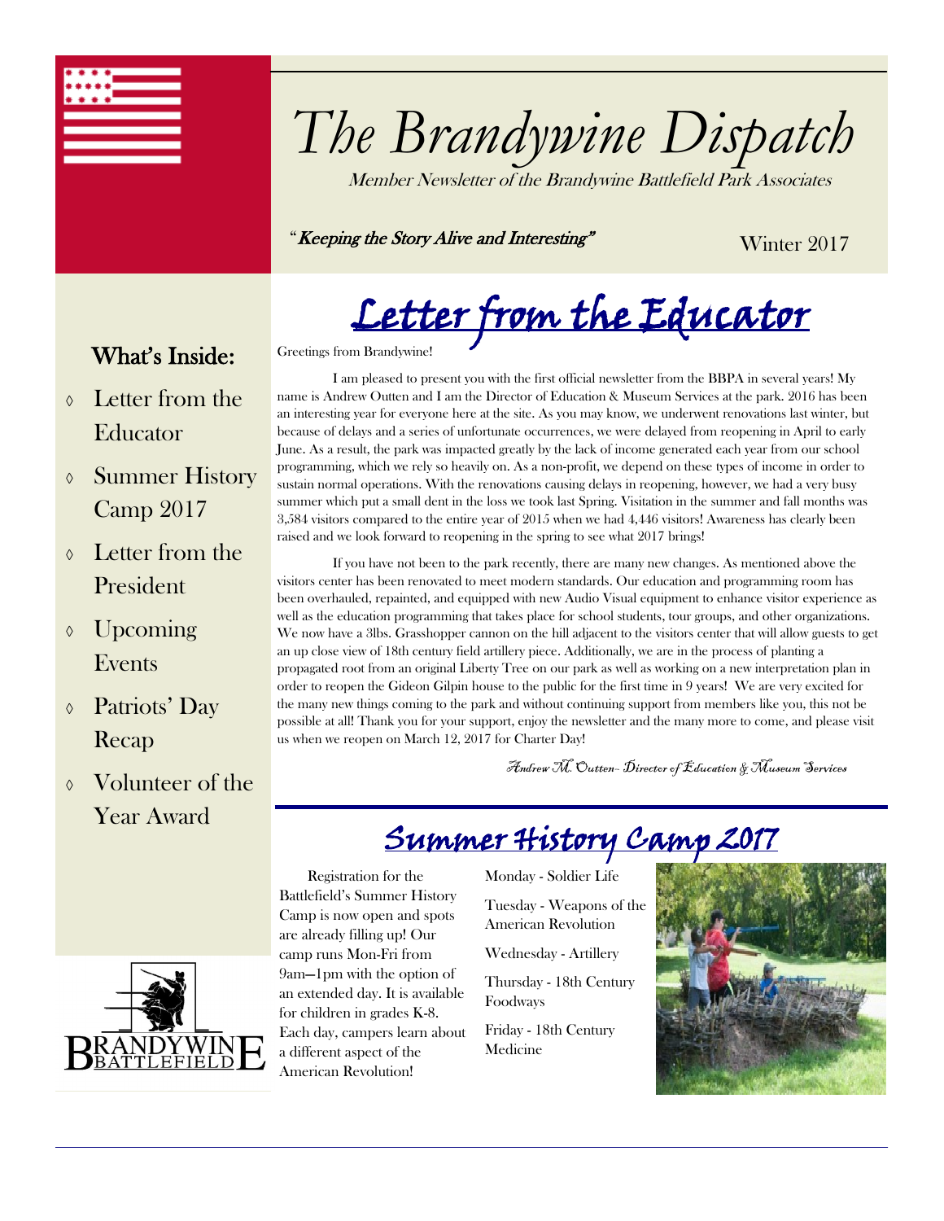# The Brandywine Dispatch

Member Newsletter of the Brandywine Battlefield Park Associates

*"Keeping the Story Alive and Interesting"*

Winter 2017

## What's Inside:

- Letter from the Educator
- Summer History Camp 2017
- Letter from the President
- Upcoming Events
- Patriots' Day Recap
- Volunteer of the Year Award

## Letter from the Educator

Greetings from Brandywine!

I am pleased to present you with the first official newsletter from the BBPA in several years! My name is Andrew Outten and I am the Director of Education & Museum Services at the park. 2016 has been an interesting year for everyone here at the site. As you may know, we underwent renovations last winter, but because of delays and a series of unfortunate occurrences, we were delayed from reopening in April to early June. As a result, the park was impacted greatly by the lack of income generated each year from our school programming, which we rely so heavily on. As a non-profit, we depend on these types of income in order to sustain normal operations. With the renovations causing delays in reopening, however, we had a very busy summer which put a small dent in the loss we took last Spring. Visitation in the summer and fall months was 3,584 visitors compared to the entire year of 2015 when we had 4,446 visitors! Awareness has clearly been raised and we look forward to reopening in the spring to see what 2017 brings!

If you have not been to the park recently, there are many new changes. As mentioned above the visitors center has been renovated to meet modern standards. Our education and programming room has been overhauled, repainted, and equipped with new Audio Visual equipment to enhance visitor experience as well as the education programming that takes place for school students, tour groups, and other organizations. We now have a 3lbs. Grasshopper cannon on the hill adjacent to the visitors center that will allow guests to get an up close view of 18th century field artillery piece. Additionally, we are in the process of planting a propagated root from an original Liberty Tree on our park as well as working on a new interpretation plan in order to reopen the Gideon Gilpin house to the public for the first time in 9 years! We are very excited for the many new things coming to the park and without continuing support from members like you, this not be possible at all! Thank you for your support, enjoy the newsletter and the many more to come, and please visit us when we reopen on March 12, 2017 for Charter Day!

*Andrew M. Outten– Director of Education & Museum Services*

## Summer History Camp 2017

Registration for the Battlefield's Summer History Camp is now open and spots are already filling up! Our camp runs Mon-Fri from 9am—1pm with the option of an extended day. It is available for children in grades K-8. Each day, campers learn about a different aspect of the American Revolution!

Monday - Soldier Life

Tuesday - Weapons of the American Revolution

Wednesday - Artillery

Thursday - 18th Century Foodways

Friday - 18th Century Medicine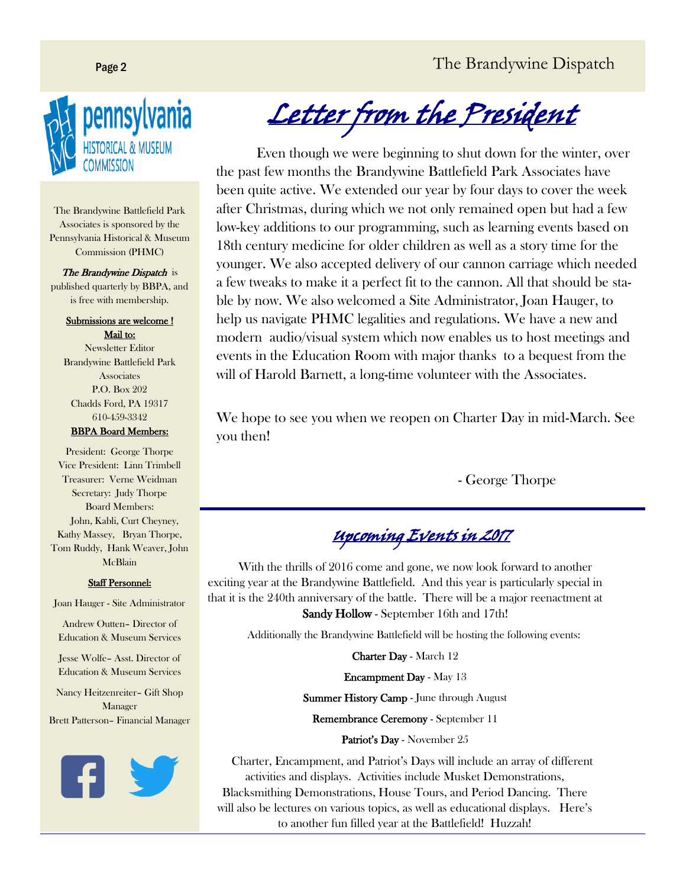## Letter from the President

Even though we were beginning to shut down for the winter, over the past few months the Brandywine Battlefield Park Associates have been quite active. We extended our year by four days to cover the week after Christmas, during which we not only remained open but had a few low-key additions to our programming, such as learning events based on 18th century medicine for older children as well as a story time for the younger. We also accepted delivery of our cannon carriage which needed a few tweaks to make it a perfect fit to the cannon. All that should be stable by now. We also welcomed a Site Administrator, Joan Hauger, to help us navigate PHMC legalities and regulations. We have a new and modern audio/visual system which now enables us to host meetings and events in the Education Room with major thanks to a bequest from the will of Harold Barnett, a long-time volunteer with the Associates.

We hope to see you when we reopen on Charter Day in mid-March. See you then!

- George Thorpe

## Upcoming Events in 2017

With the thrills of 2016 come and gone, we now look forward to another exciting year at the Brandywine Battlefield. And this year is particularly special in that it is the 240th anniversary of the battle. There will be a major reenactment at **Sandy Hollow** - September 16th and 17th!

Additionally the Brandywine Battlefield will be hosting the following events:

**Charter Day** - March 12

**Encampment Day** - May 13

**Summer History Camp** - June through August

**Remembrance Ceremony** - September 11

**Patriot's Day** - November 25

Charter, Encampment, and Patriot's Days will include an array of different activities and displays. Activities include Musket Demonstrations, Blacksmithing Demonstrations, House Tours, and Period Dancing. There will also be lectures on various topics, as well as educational displays. Here's to another fun filled year at the Battlefield! Huzzah!

---

pennsylvania HISTORICAL & MUSEUM COMMISSION

The Brandywine Battlefield Park Associates is sponsored by the Pennsylvania Historical & Museum Commission (PHMC)

*The Brandywine Dispatch* is published quarterly by BBPA, and is free with membership.

**Submissions are welcome !**

**Mail to:**
Newsletter Editor
Brandywine Battlefield Park Associates
P.O. Box 202
Chadds Ford, PA 19317
610-459-3342

**BBPA Board Members:**

President: George Thorpe
Vice President: Linn Trimbell
Treasurer: Verne Weidman
Secretary: Judy Thorpe
Board Members:
John, Kabli, Curt Cheyney, Kathy Massey, Bryan Thorpe, Tom Ruddy, Hank Weaver, John McBlain

**Staff Personnel:**

Joan Hauger - Site Administrator

Andrew Outten– Director of Education & Museum Services

Jesse Wolfe– Asst. Director of Education & Museum Services

Nancy Heitzenreiter– Gift Shop Manager

Brett Patterson– Financial Manager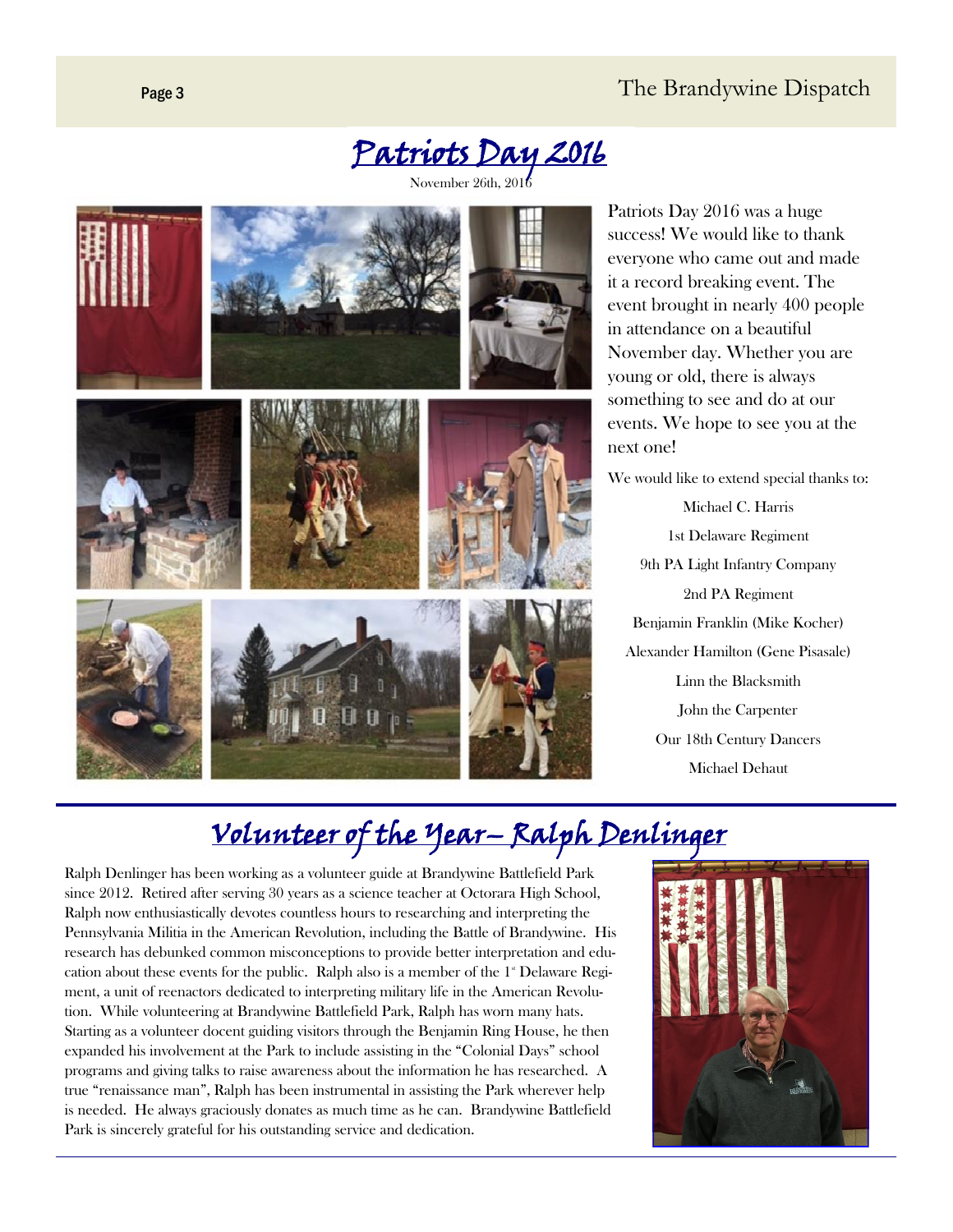# Patriots Day 2016

November 26th, 2016

Patriots Day 2016 was a huge success! We would like to thank everyone who came out and made it a record breaking event. The event brought in nearly 400 people in attendance on a beautiful November day. Whether you are young or old, there is always something to see and do at our events. We hope to see you at the next one!

We would like to extend special thanks to:

Michael C. Harris

1st Delaware Regiment

9th PA Light Infantry Company

2nd PA Regiment

Benjamin Franklin (Mike Kocher)

Alexander Hamilton (Gene Pisasale)

Linn the Blacksmith

John the Carpenter

Our 18th Century Dancers

Michael Dehaut

# Volunteer of the Year– Ralph Denlinger

Ralph Denlinger has been working as a volunteer guide at Brandywine Battlefield Park since 2012. Retired after serving 30 years as a science teacher at Octorara High School, Ralph now enthusiastically devotes countless hours to researching and interpreting the Pennsylvania Militia in the American Revolution, including the Battle of Brandywine. His research has debunked common misconceptions to provide better interpretation and education about these events for the public. Ralph also is a member of the 1st Delaware Regiment, a unit of reenactors dedicated to interpreting military life in the American Revolution. While volunteering at Brandywine Battlefield Park, Ralph has worn many hats. Starting as a volunteer docent guiding visitors through the Benjamin Ring House, he then expanded his involvement at the Park to include assisting in the "Colonial Days" school programs and giving talks to raise awareness about the information he has researched. A true "renaissance man", Ralph has been instrumental in assisting the Park wherever help is needed. He always graciously donates as much time as he can. Brandywine Battlefield Park is sincerely grateful for his outstanding service and dedication.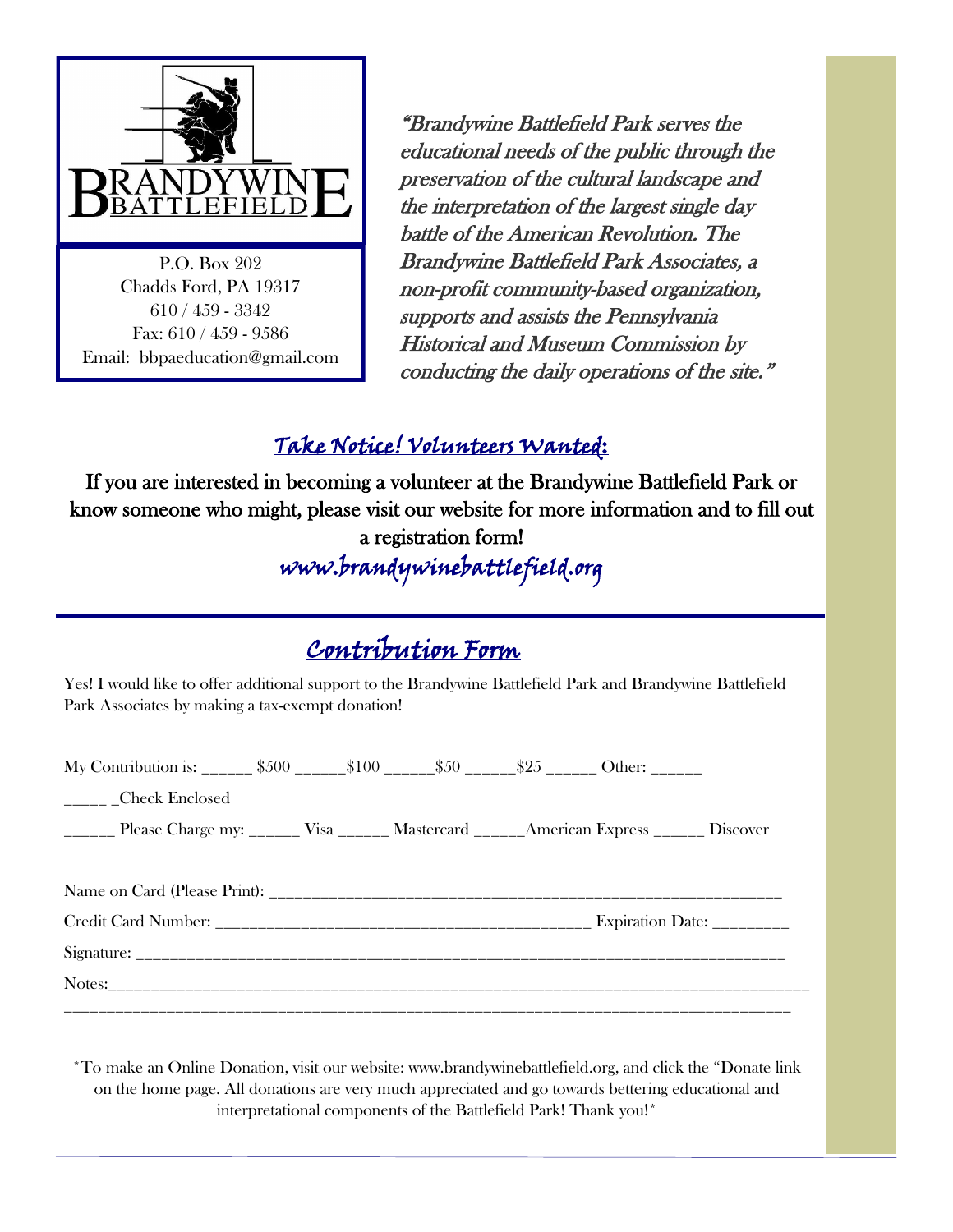BRANDYWINE BATTLEFIELD

P.O. Box 202
Chadds Ford, PA 19317
610 / 459 - 3342
Fax: 610 / 459 - 9586
Email: bbpaeducation@gmail.com

*"Brandywine Battlefield Park serves the educational needs of the public through the preservation of the cultural landscape and the interpretation of the largest single day battle of the American Revolution. The Brandywine Battlefield Park Associates, a non-profit community-based organization, supports and assists the Pennsylvania Historical and Museum Commission by conducting the daily operations of the site."*

## *Take Notice! Volunteers Wanted:*

**If you are interested in becoming a volunteer at the Brandywine Battlefield Park or know someone who might, please visit our website for more information and to fill out a registration form!**

*www.brandywinebattlefield.org*

---

## *Contribution Form*

Yes! I would like to offer additional support to the Brandywine Battlefield Park and Brandywine Battlefield Park Associates by making a tax-exempt donation!

My Contribution is: ______ $500 ______$100 ______$50 ______$25 ______ Other: ______

_____ _Check Enclosed

______ Please Charge my: ______ Visa ______ Mastercard ______American Express ______ Discover

Name on Card (Please Print): ________________________________________________________________

Credit Card Number: ____________________________________________ Expiration Date: _________

Signature: ____________________________________________________________________________

Notes:________________________________________________________________________________

______________________________________________________________________________________

*To make an Online Donation, visit our website: www.brandywinebattlefield.org, and click the "Donate link on the home page. All donations are very much appreciated and go towards bettering educational and interpretational components of the Battlefield Park! Thank you!*